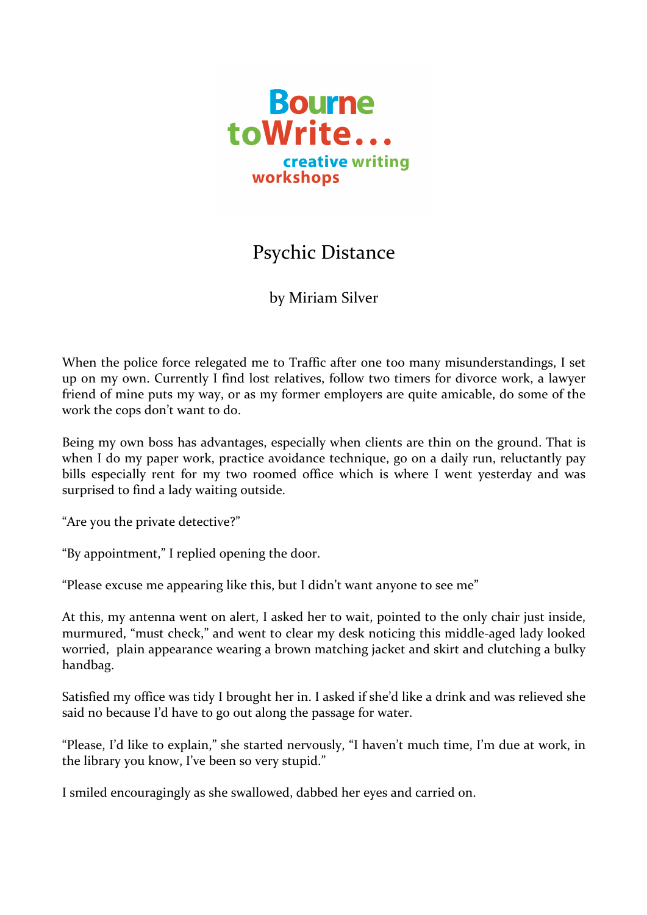Bourne toWrite... creative writing workshops

# Psychic Distance

by Miriam Silver

When the police force relegated me to Traffic after one too many misunderstandings, I set up on my own. Currently I find lost relatives, follow two timers for divorce work, a lawyer friend of mine puts my way, or as my former employers are quite amicable, do some of the work the cops don't want to do.

Being my own boss has advantages, especially when clients are thin on the ground. That is when I do my paper work, practice avoidance technique, go on a daily run, reluctantly pay bills especially rent for my two roomed office which is where I went yesterday and was surprised to find a lady waiting outside.

"Are you the private detective?"

"By appointment," I replied opening the door.

"Please excuse me appearing like this, but I didn't want anyone to see me"

At this, my antenna went on alert, I asked her to wait, pointed to the only chair just inside, murmured, "must check," and went to clear my desk noticing this middle-aged lady looked worried, plain appearance wearing a brown matching jacket and skirt and clutching a bulky handbag.

Satisfied my office was tidy I brought her in. I asked if she'd like a drink and was relieved she said no because I'd have to go out along the passage for water.

"Please, I'd like to explain," she started nervously, "I haven't much time, I'm due at work, in the library you know, I've been so very stupid."

I smiled encouragingly as she swallowed, dabbed her eyes and carried on.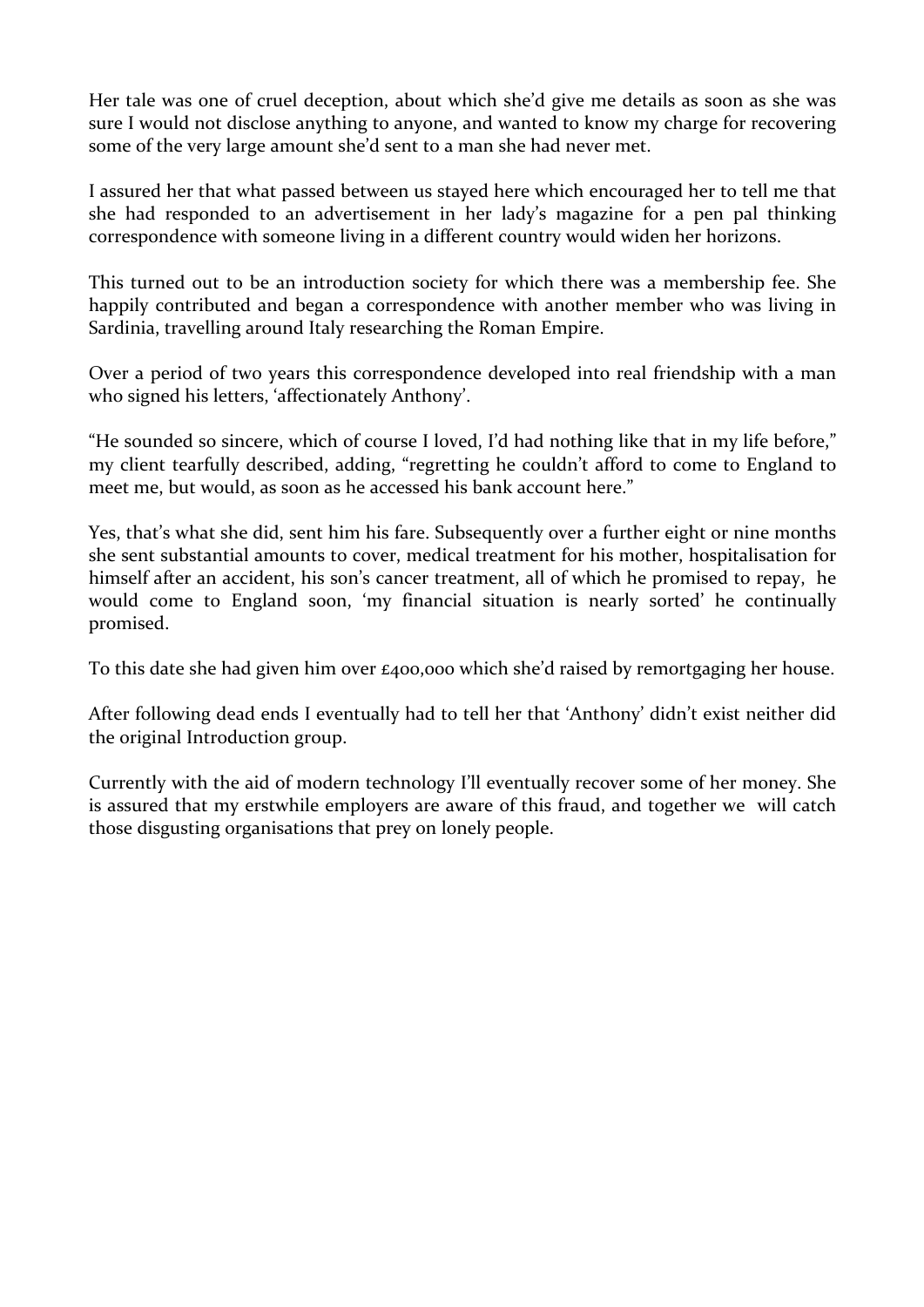Her tale was one of cruel deception, about which she'd give me details as soon as she was sure I would not disclose anything to anyone, and wanted to know my charge for recovering some of the very large amount she'd sent to a man she had never met.

I assured her that what passed between us stayed here which encouraged her to tell me that she had responded to an advertisement in her lady's magazine for a pen pal thinking correspondence with someone living in a different country would widen her horizons.

This turned out to be an introduction society for which there was a membership fee. She happily contributed and began a correspondence with another member who was living in Sardinia, travelling around Italy researching the Roman Empire.

Over a period of two years this correspondence developed into real friendship with a man who signed his letters, 'affectionately Anthony'.

"He sounded so sincere, which of course I loved, I'd had nothing like that in my life before," my client tearfully described, adding, "regretting he couldn't afford to come to England to meet me, but would, as soon as he accessed his bank account here."

Yes, that's what she did, sent him his fare. Subsequently over a further eight or nine months she sent substantial amounts to cover, medical treatment for his mother, hospitalisation for himself after an accident, his son's cancer treatment, all of which he promised to repay, he would come to England soon, 'my financial situation is nearly sorted' he continually promised.

To this date she had given him over £400,000 which she'd raised by remortgaging her house.

After following dead ends I eventually had to tell her that 'Anthony' didn't exist neither did the original Introduction group.

Currently with the aid of modern technology I'll eventually recover some of her money. She is assured that my erstwhile employers are aware of this fraud, and together we will catch those disgusting organisations that prey on lonely people.